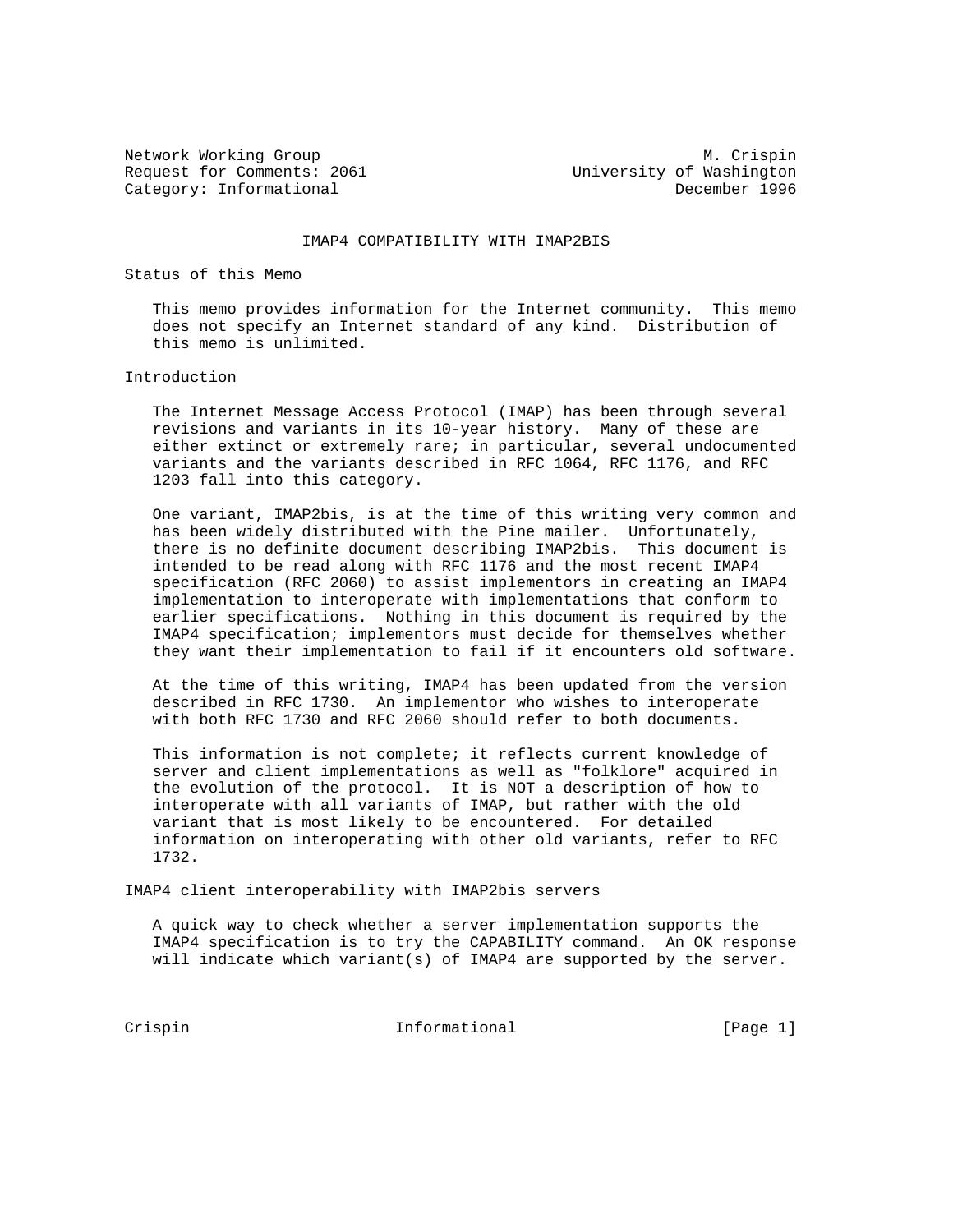Network Working Group M. Crispin
Request for Comments: 2061 University of Washington
Category: Informational December 1996

# IMAP4 COMPATIBILITY WITH IMAP2BIS

## Status of this Memo

This memo provides information for the Internet community. This memo does not specify an Internet standard of any kind. Distribution of this memo is unlimited.

## Introduction

The Internet Message Access Protocol (IMAP) has been through several revisions and variants in its 10-year history. Many of these are either extinct or extremely rare; in particular, several undocumented variants and the variants described in RFC 1064, RFC 1176, and RFC 1203 fall into this category.

One variant, IMAP2bis, is at the time of this writing very common and has been widely distributed with the Pine mailer. Unfortunately, there is no definite document describing IMAP2bis. This document is intended to be read along with RFC 1176 and the most recent IMAP4 specification (RFC 2060) to assist implementors in creating an IMAP4 implementation to interoperate with implementations that conform to earlier specifications. Nothing in this document is required by the IMAP4 specification; implementors must decide for themselves whether they want their implementation to fail if it encounters old software.

At the time of this writing, IMAP4 has been updated from the version described in RFC 1730. An implementor who wishes to interoperate with both RFC 1730 and RFC 2060 should refer to both documents.

This information is not complete; it reflects current knowledge of server and client implementations as well as "folklore" acquired in the evolution of the protocol. It is NOT a description of how to interoperate with all variants of IMAP, but rather with the old variant that is most likely to be encountered. For detailed information on interoperating with other old variants, refer to RFC 1732.

## IMAP4 client interoperability with IMAP2bis servers

A quick way to check whether a server implementation supports the IMAP4 specification is to try the CAPABILITY command. An OK response will indicate which variant(s) of IMAP4 are supported by the server.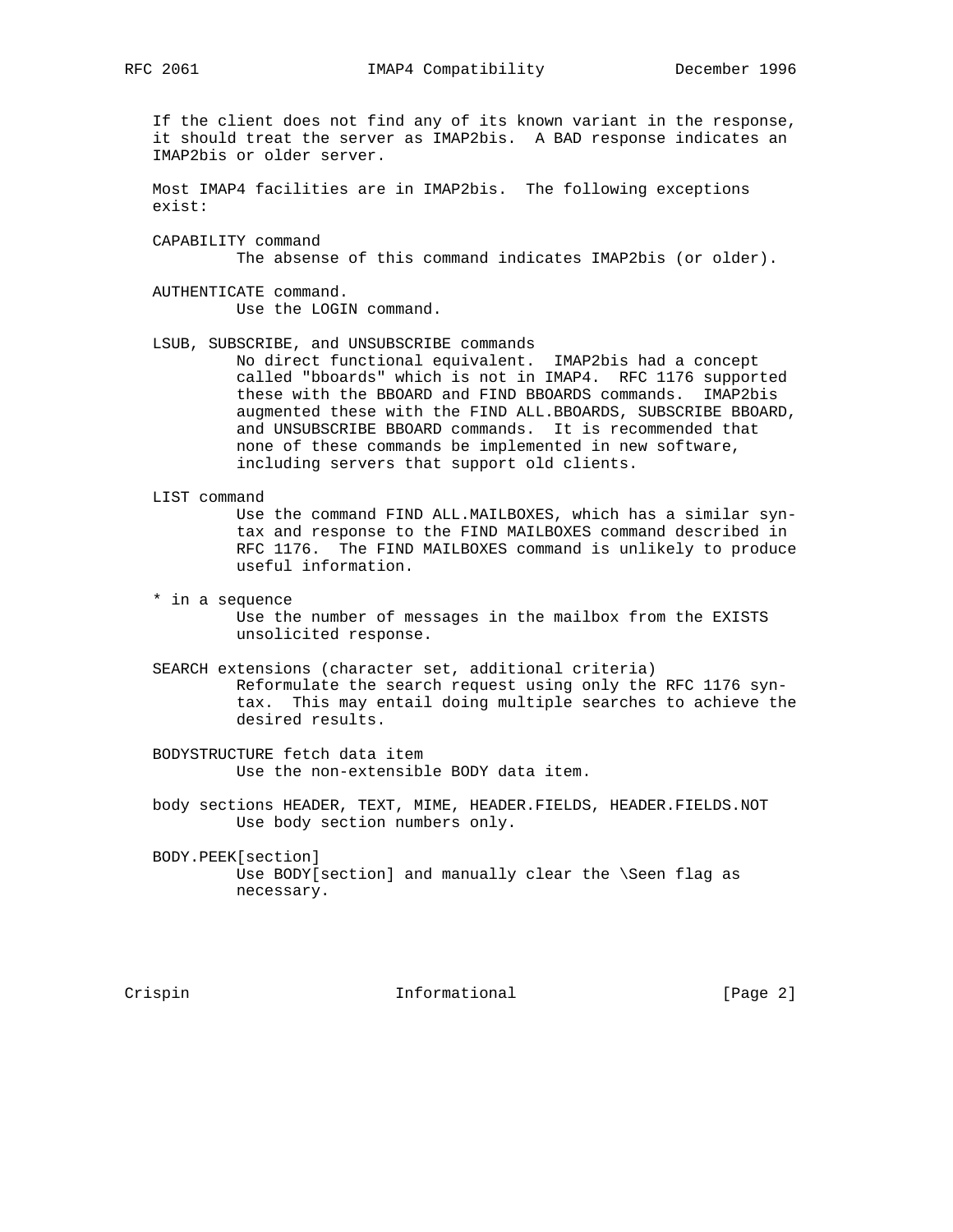If the client does not find any of its known variant in the response, it should treat the server as IMAP2bis. A BAD response indicates an IMAP2bis or older server.

Most IMAP4 facilities are in IMAP2bis. The following exceptions exist:

CAPABILITY command
: The absense of this command indicates IMAP2bis (or older).

AUTHENTICATE command.
: Use the LOGIN command.

LSUB, SUBSCRIBE, and UNSUBSCRIBE commands
: No direct functional equivalent. IMAP2bis had a concept called "bboards" which is not in IMAP4. RFC 1176 supported these with the BBOARD and FIND BBOARDS commands. IMAP2bis augmented these with the FIND ALL.BBOARDS, SUBSCRIBE BBOARD, and UNSUBSCRIBE BBOARD commands. It is recommended that none of these commands be implemented in new software, including servers that support old clients.

LIST command
: Use the command FIND ALL.MAILBOXES, which has a similar syntax and response to the FIND MAILBOXES command described in RFC 1176. The FIND MAILBOXES command is unlikely to produce useful information.

* in a sequence
: Use the number of messages in the mailbox from the EXISTS unsolicited response.

SEARCH extensions (character set, additional criteria)
: Reformulate the search request using only the RFC 1176 syntax. This may entail doing multiple searches to achieve the desired results.

BODYSTRUCTURE fetch data item
: Use the non-extensible BODY data item.

body sections HEADER, TEXT, MIME, HEADER.FIELDS, HEADER.FIELDS.NOT
: Use body section numbers only.

BODY.PEEK[section]
: Use BODY[section] and manually clear the \Seen flag as necessary.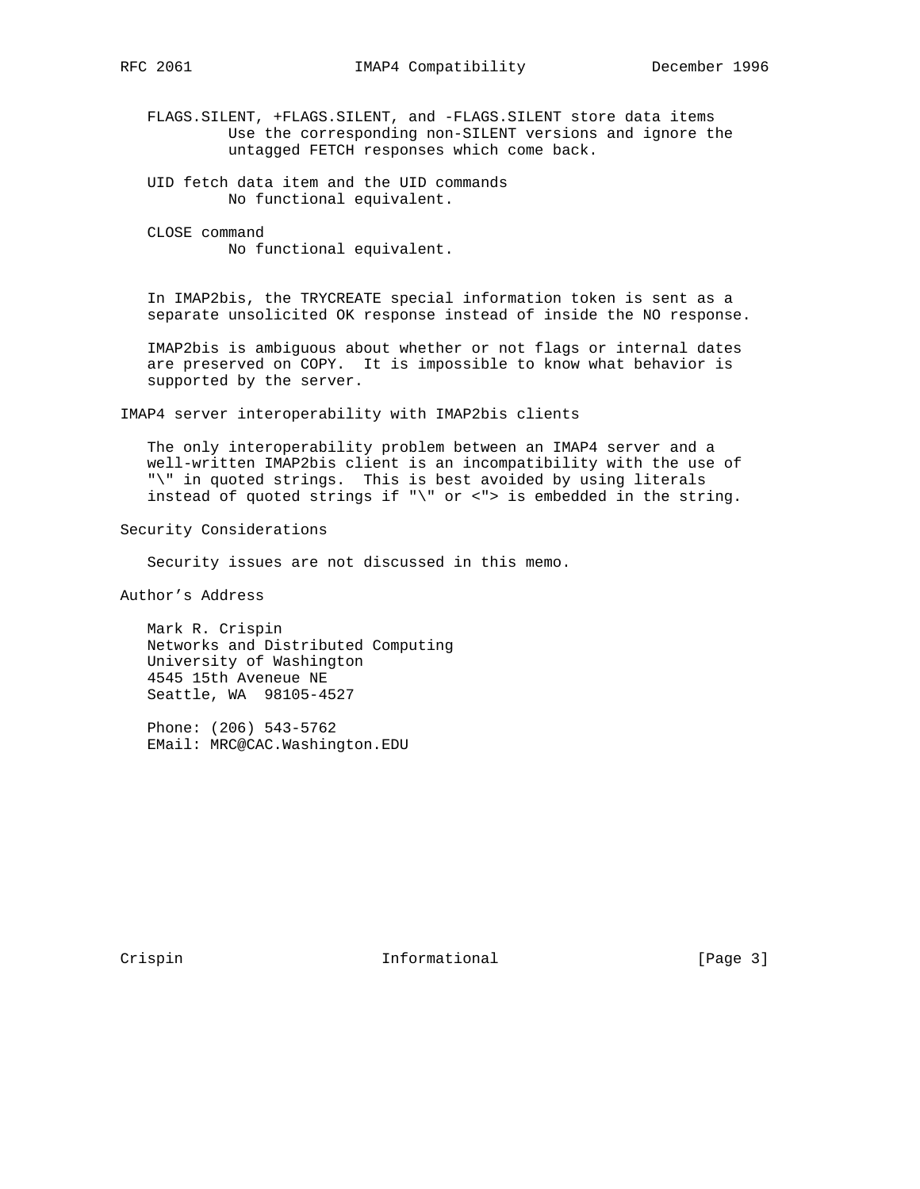FLAGS.SILENT, +FLAGS.SILENT, and -FLAGS.SILENT store data items
Use the corresponding non-SILENT versions and ignore the untagged FETCH responses which come back.

UID fetch data item and the UID commands
No functional equivalent.

CLOSE command
No functional equivalent.

In IMAP2bis, the TRYCREATE special information token is sent as a separate unsolicited OK response instead of inside the NO response.

IMAP2bis is ambiguous about whether or not flags or internal dates are preserved on COPY. It is impossible to know what behavior is supported by the server.

## IMAP4 server interoperability with IMAP2bis clients

The only interoperability problem between an IMAP4 server and a well-written IMAP2bis client is an incompatibility with the use of "\" in quoted strings. This is best avoided by using literals instead of quoted strings if "\" or <"> is embedded in the string.

## Security Considerations

Security issues are not discussed in this memo.

## Author's Address

Mark R. Crispin
Networks and Distributed Computing
University of Washington
4545 15th Aveneue NE
Seattle, WA 98105-4527

Phone: (206) 543-5762
EMail: MRC@CAC.Washington.EDU